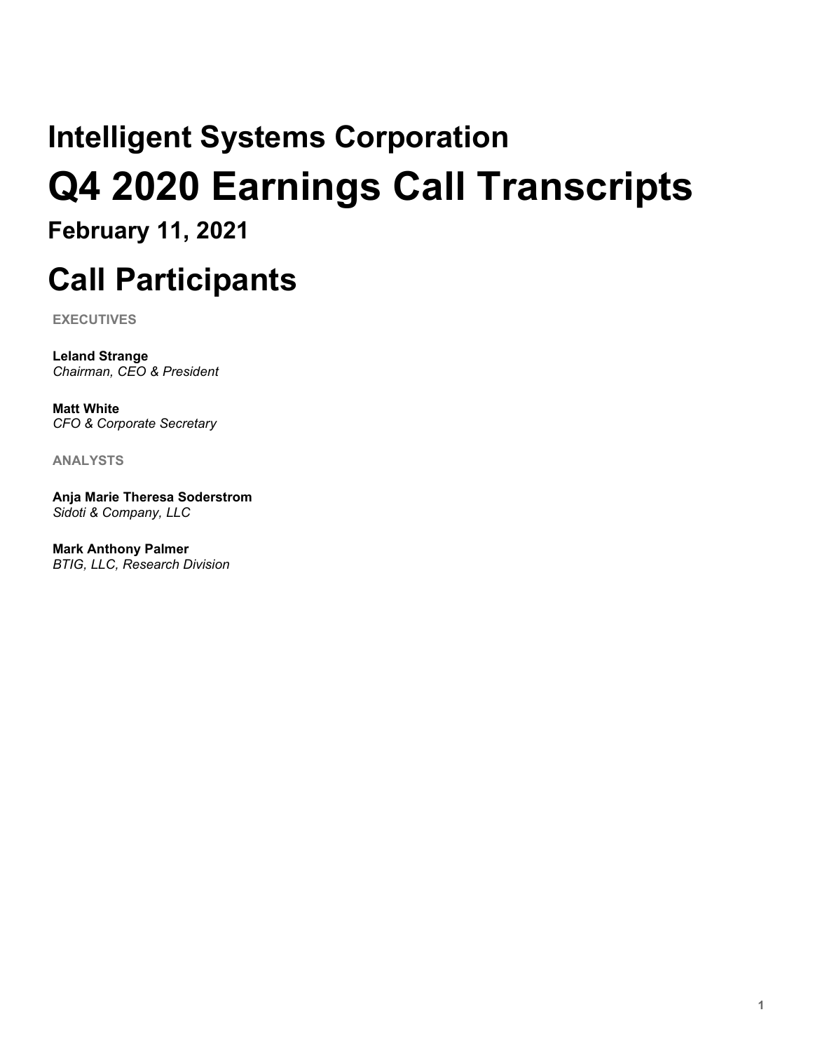## Intelligent Systems Corporation

# Q4 2020 Earnings Call Transcripts

### February 11, 2021

# Call Participants

EXECUTIVES

**Leland Strange**
*Chairman, CEO & President*

**Matt White**
*CFO & Corporate Secretary*

ANALYSTS

**Anja Marie Theresa Soderstrom**
*Sidoti & Company, LLC*

**Mark Anthony Palmer**
*BTIG, LLC, Research Division*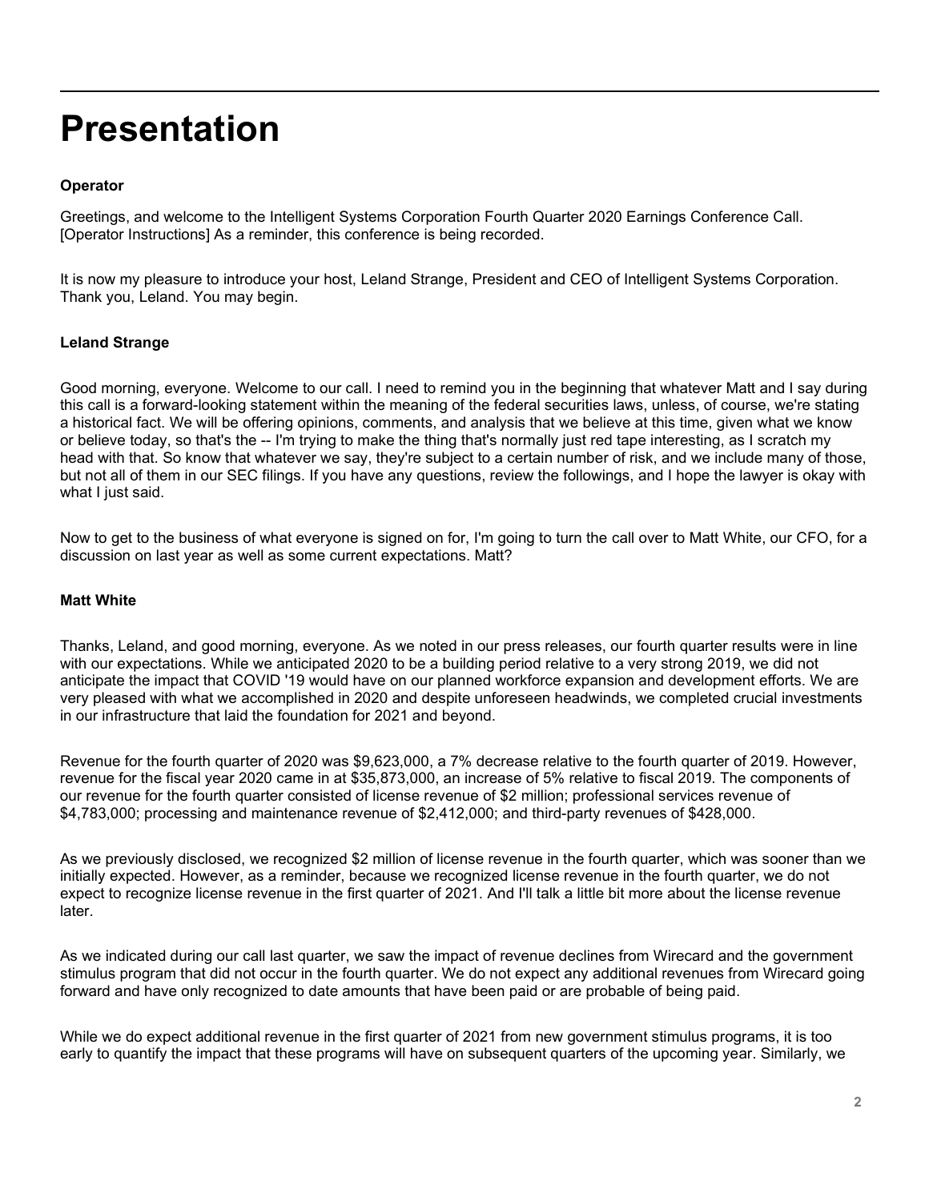# Presentation

**Operator**

Greetings, and welcome to the Intelligent Systems Corporation Fourth Quarter 2020 Earnings Conference Call. [Operator Instructions] As a reminder, this conference is being recorded.

It is now my pleasure to introduce your host, Leland Strange, President and CEO of Intelligent Systems Corporation. Thank you, Leland. You may begin.

**Leland Strange**

Good morning, everyone. Welcome to our call. I need to remind you in the beginning that whatever Matt and I say during this call is a forward-looking statement within the meaning of the federal securities laws, unless, of course, we're stating a historical fact. We will be offering opinions, comments, and analysis that we believe at this time, given what we know or believe today, so that's the -- I'm trying to make the thing that's normally just red tape interesting, as I scratch my head with that. So know that whatever we say, they're subject to a certain number of risk, and we include many of those, but not all of them in our SEC filings. If you have any questions, review the followings, and I hope the lawyer is okay with what I just said.

Now to get to the business of what everyone is signed on for, I'm going to turn the call over to Matt White, our CFO, for a discussion on last year as well as some current expectations. Matt?

**Matt White**

Thanks, Leland, and good morning, everyone. As we noted in our press releases, our fourth quarter results were in line with our expectations. While we anticipated 2020 to be a building period relative to a very strong 2019, we did not anticipate the impact that COVID '19 would have on our planned workforce expansion and development efforts. We are very pleased with what we accomplished in 2020 and despite unforeseen headwinds, we completed crucial investments in our infrastructure that laid the foundation for 2021 and beyond.

Revenue for the fourth quarter of 2020 was $9,623,000, a 7% decrease relative to the fourth quarter of 2019. However, revenue for the fiscal year 2020 came in at $35,873,000, an increase of 5% relative to fiscal 2019. The components of our revenue for the fourth quarter consisted of license revenue of $2 million; professional services revenue of $4,783,000; processing and maintenance revenue of $2,412,000; and third-party revenues of $428,000.

As we previously disclosed, we recognized $2 million of license revenue in the fourth quarter, which was sooner than we initially expected. However, as a reminder, because we recognized license revenue in the fourth quarter, we do not expect to recognize license revenue in the first quarter of 2021. And I'll talk a little bit more about the license revenue later.

As we indicated during our call last quarter, we saw the impact of revenue declines from Wirecard and the government stimulus program that did not occur in the fourth quarter. We do not expect any additional revenues from Wirecard going forward and have only recognized to date amounts that have been paid or are probable of being paid.

While we do expect additional revenue in the first quarter of 2021 from new government stimulus programs, it is too early to quantify the impact that these programs will have on subsequent quarters of the upcoming year. Similarly, we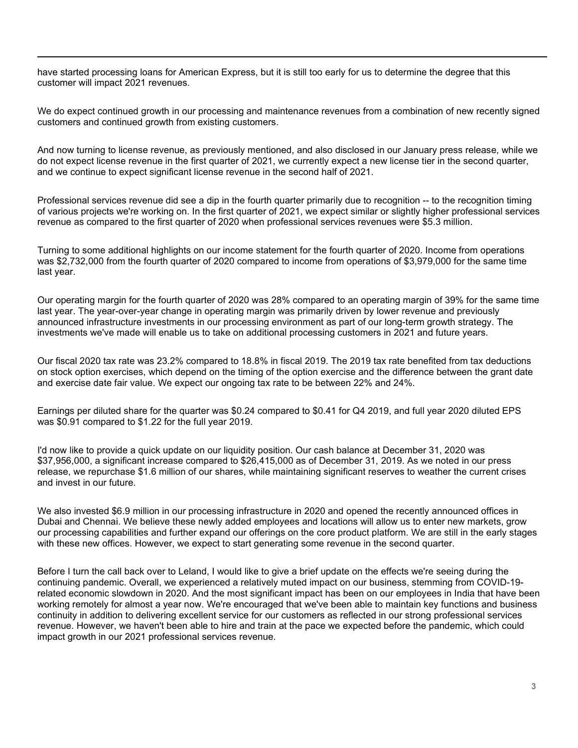have started processing loans for American Express, but it is still too early for us to determine the degree that this customer will impact 2021 revenues.

We do expect continued growth in our processing and maintenance revenues from a combination of new recently signed customers and continued growth from existing customers.

And now turning to license revenue, as previously mentioned, and also disclosed in our January press release, while we do not expect license revenue in the first quarter of 2021, we currently expect a new license tier in the second quarter, and we continue to expect significant license revenue in the second half of 2021.

Professional services revenue did see a dip in the fourth quarter primarily due to recognition -- to the recognition timing of various projects we're working on. In the first quarter of 2021, we expect similar or slightly higher professional services revenue as compared to the first quarter of 2020 when professional services revenues were $5.3 million.

Turning to some additional highlights on our income statement for the fourth quarter of 2020. Income from operations was $2,732,000 from the fourth quarter of 2020 compared to income from operations of $3,979,000 for the same time last year.

Our operating margin for the fourth quarter of 2020 was 28% compared to an operating margin of 39% for the same time last year. The year-over-year change in operating margin was primarily driven by lower revenue and previously announced infrastructure investments in our processing environment as part of our long-term growth strategy. The investments we've made will enable us to take on additional processing customers in 2021 and future years.

Our fiscal 2020 tax rate was 23.2% compared to 18.8% in fiscal 2019. The 2019 tax rate benefited from tax deductions on stock option exercises, which depend on the timing of the option exercise and the difference between the grant date and exercise date fair value. We expect our ongoing tax rate to be between 22% and 24%.

Earnings per diluted share for the quarter was $0.24 compared to $0.41 for Q4 2019, and full year 2020 diluted EPS was $0.91 compared to $1.22 for the full year 2019.

I'd now like to provide a quick update on our liquidity position. Our cash balance at December 31, 2020 was $37,956,000, a significant increase compared to $26,415,000 as of December 31, 2019. As we noted in our press release, we repurchase $1.6 million of our shares, while maintaining significant reserves to weather the current crises and invest in our future.

We also invested $6.9 million in our processing infrastructure in 2020 and opened the recently announced offices in Dubai and Chennai. We believe these newly added employees and locations will allow us to enter new markets, grow our processing capabilities and further expand our offerings on the core product platform. We are still in the early stages with these new offices. However, we expect to start generating some revenue in the second quarter.

Before I turn the call back over to Leland, I would like to give a brief update on the effects we're seeing during the continuing pandemic. Overall, we experienced a relatively muted impact on our business, stemming from COVID-19-related economic slowdown in 2020. And the most significant impact has been on our employees in India that have been working remotely for almost a year now. We're encouraged that we've been able to maintain key functions and business continuity in addition to delivering excellent service for our customers as reflected in our strong professional services revenue. However, we haven't been able to hire and train at the pace we expected before the pandemic, which could impact growth in our 2021 professional services revenue.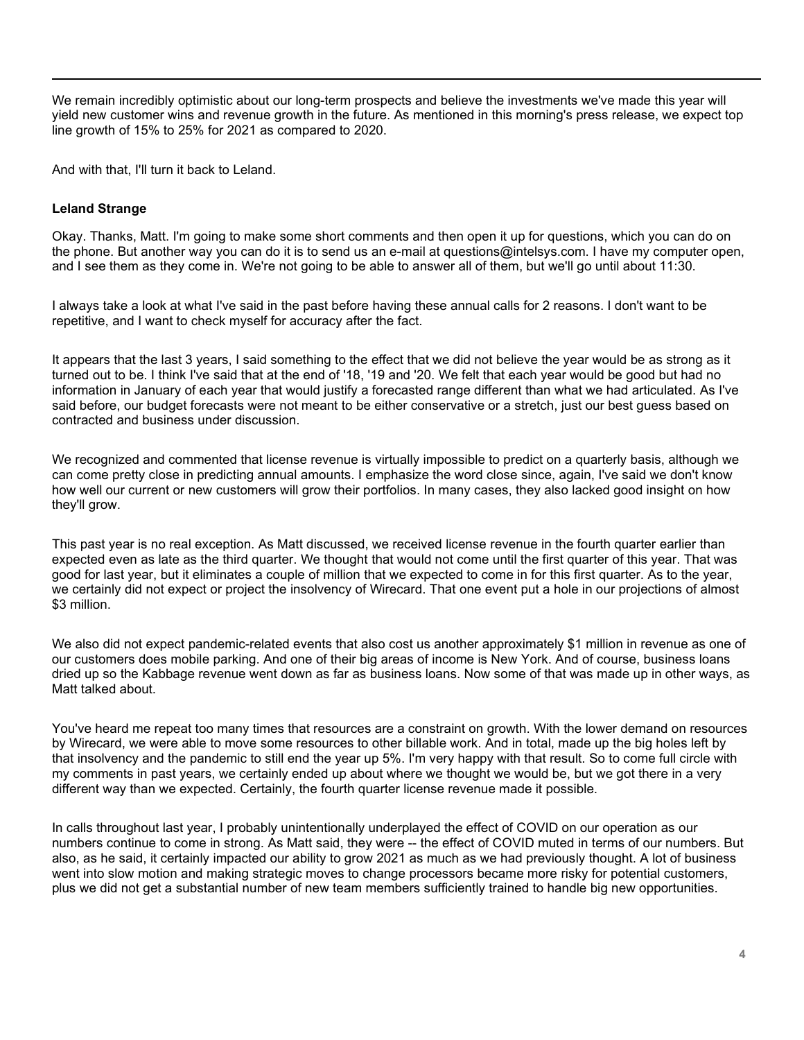We remain incredibly optimistic about our long-term prospects and believe the investments we've made this year will yield new customer wins and revenue growth in the future. As mentioned in this morning's press release, we expect top line growth of 15% to 25% for 2021 as compared to 2020.

And with that, I'll turn it back to Leland.

**Leland Strange**

Okay. Thanks, Matt. I'm going to make some short comments and then open it up for questions, which you can do on the phone. But another way you can do it is to send us an e-mail at questions@intelsys.com. I have my computer open, and I see them as they come in. We're not going to be able to answer all of them, but we'll go until about 11:30.

I always take a look at what I've said in the past before having these annual calls for 2 reasons. I don't want to be repetitive, and I want to check myself for accuracy after the fact.

It appears that the last 3 years, I said something to the effect that we did not believe the year would be as strong as it turned out to be. I think I've said that at the end of '18, '19 and '20. We felt that each year would be good but had no information in January of each year that would justify a forecasted range different than what we had articulated. As I've said before, our budget forecasts were not meant to be either conservative or a stretch, just our best guess based on contracted and business under discussion.

We recognized and commented that license revenue is virtually impossible to predict on a quarterly basis, although we can come pretty close in predicting annual amounts. I emphasize the word close since, again, I've said we don't know how well our current or new customers will grow their portfolios. In many cases, they also lacked good insight on how they'll grow.

This past year is no real exception. As Matt discussed, we received license revenue in the fourth quarter earlier than expected even as late as the third quarter. We thought that would not come until the first quarter of this year. That was good for last year, but it eliminates a couple of million that we expected to come in for this first quarter. As to the year, we certainly did not expect or project the insolvency of Wirecard. That one event put a hole in our projections of almost $3 million.

We also did not expect pandemic-related events that also cost us another approximately $1 million in revenue as one of our customers does mobile parking. And one of their big areas of income is New York. And of course, business loans dried up so the Kabbage revenue went down as far as business loans. Now some of that was made up in other ways, as Matt talked about.

You've heard me repeat too many times that resources are a constraint on growth. With the lower demand on resources by Wirecard, we were able to move some resources to other billable work. And in total, made up the big holes left by that insolvency and the pandemic to still end the year up 5%. I'm very happy with that result. So to come full circle with my comments in past years, we certainly ended up about where we thought we would be, but we got there in a very different way than we expected. Certainly, the fourth quarter license revenue made it possible.

In calls throughout last year, I probably unintentionally underplayed the effect of COVID on our operation as our numbers continue to come in strong. As Matt said, they were -- the effect of COVID muted in terms of our numbers. But also, as he said, it certainly impacted our ability to grow 2021 as much as we had previously thought. A lot of business went into slow motion and making strategic moves to change processors became more risky for potential customers, plus we did not get a substantial number of new team members sufficiently trained to handle big new opportunities.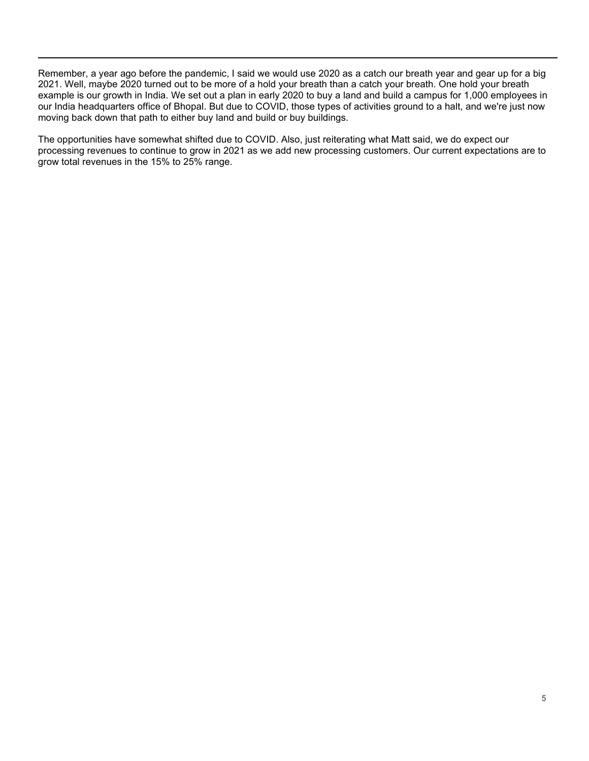Remember, a year ago before the pandemic, I said we would use 2020 as a catch our breath year and gear up for a big 2021. Well, maybe 2020 turned out to be more of a hold your breath than a catch your breath. One hold your breath example is our growth in India. We set out a plan in early 2020 to buy a land and build a campus for 1,000 employees in our India headquarters office of Bhopal. But due to COVID, those types of activities ground to a halt, and we're just now moving back down that path to either buy land and build or buy buildings.

The opportunities have somewhat shifted due to COVID. Also, just reiterating what Matt said, we do expect our processing revenues to continue to grow in 2021 as we add new processing customers. Our current expectations are to grow total revenues in the 15% to 25% range.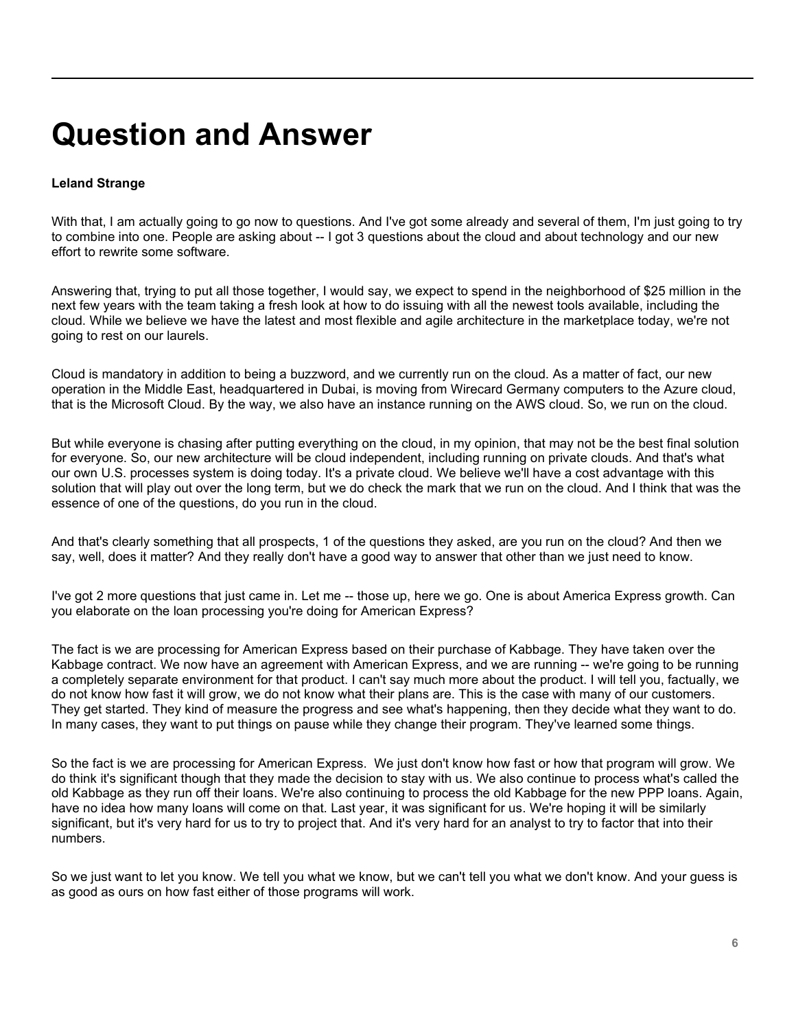# Question and Answer

**Leland Strange**

With that, I am actually going to go now to questions. And I've got some already and several of them, I'm just going to try to combine into one. People are asking about -- I got 3 questions about the cloud and about technology and our new effort to rewrite some software.

Answering that, trying to put all those together, I would say, we expect to spend in the neighborhood of $25 million in the next few years with the team taking a fresh look at how to do issuing with all the newest tools available, including the cloud. While we believe we have the latest and most flexible and agile architecture in the marketplace today, we're not going to rest on our laurels.

Cloud is mandatory in addition to being a buzzword, and we currently run on the cloud. As a matter of fact, our new operation in the Middle East, headquartered in Dubai, is moving from Wirecard Germany computers to the Azure cloud, that is the Microsoft Cloud. By the way, we also have an instance running on the AWS cloud. So, we run on the cloud.

But while everyone is chasing after putting everything on the cloud, in my opinion, that may not be the best final solution for everyone. So, our new architecture will be cloud independent, including running on private clouds. And that's what our own U.S. processes system is doing today. It's a private cloud. We believe we'll have a cost advantage with this solution that will play out over the long term, but we do check the mark that we run on the cloud. And I think that was the essence of one of the questions, do you run in the cloud.

And that's clearly something that all prospects, 1 of the questions they asked, are you run on the cloud? And then we say, well, does it matter? And they really don't have a good way to answer that other than we just need to know.

I've got 2 more questions that just came in. Let me -- those up, here we go. One is about America Express growth. Can you elaborate on the loan processing you're doing for American Express?

The fact is we are processing for American Express based on their purchase of Kabbage. They have taken over the Kabbage contract. We now have an agreement with American Express, and we are running -- we're going to be running a completely separate environment for that product. I can't say much more about the product. I will tell you, factually, we do not know how fast it will grow, we do not know what their plans are. This is the case with many of our customers. They get started. They kind of measure the progress and see what's happening, then they decide what they want to do. In many cases, they want to put things on pause while they change their program. They've learned some things.

So the fact is we are processing for American Express. We just don't know how fast or how that program will grow. We do think it's significant though that they made the decision to stay with us. We also continue to process what's called the old Kabbage as they run off their loans. We're also continuing to process the old Kabbage for the new PPP loans. Again, have no idea how many loans will come on that. Last year, it was significant for us. We're hoping it will be similarly significant, but it's very hard for us to try to project that. And it's very hard for an analyst to try to factor that into their numbers.

So we just want to let you know. We tell you what we know, but we can't tell you what we don't know. And your guess is as good as ours on how fast either of those programs will work.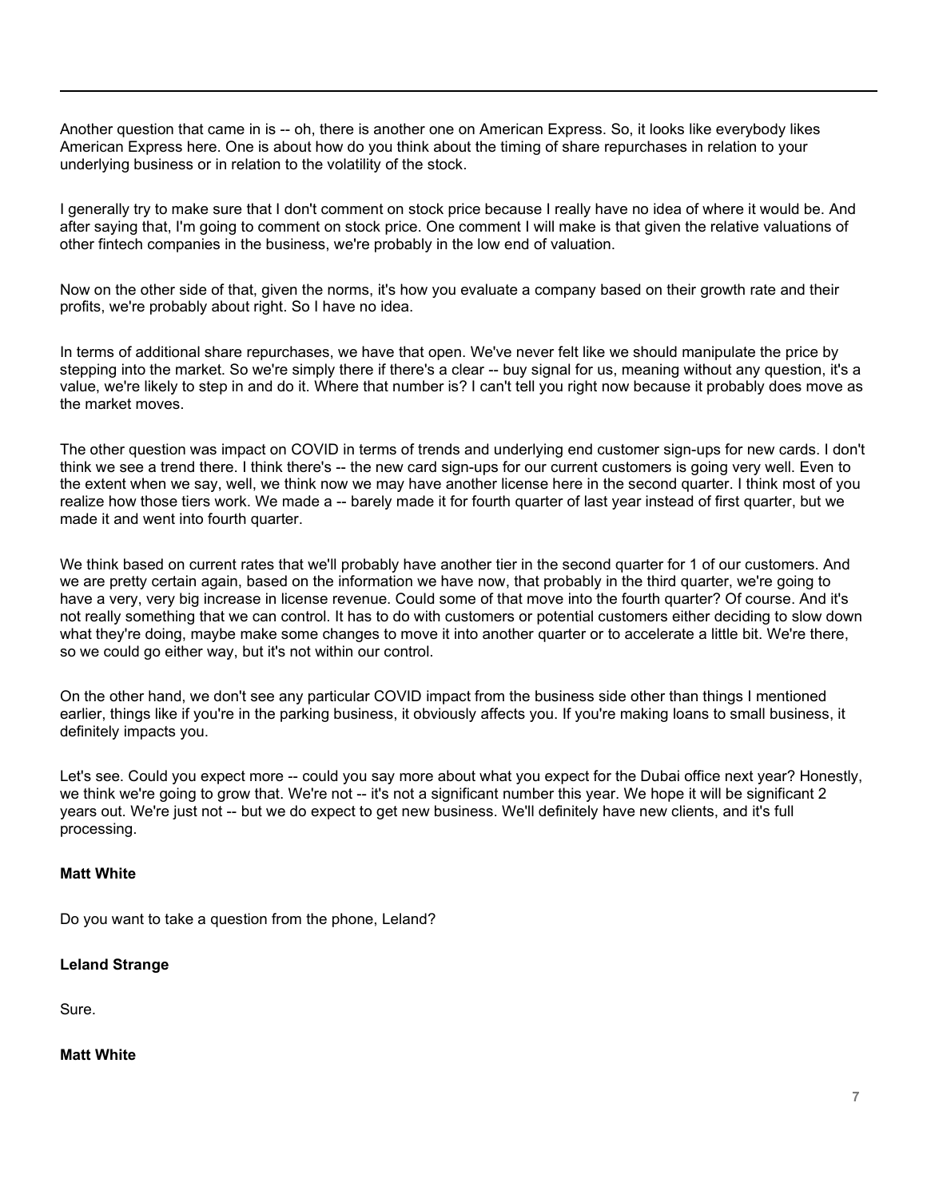Another question that came in is -- oh, there is another one on American Express. So, it looks like everybody likes American Express here. One is about how do you think about the timing of share repurchases in relation to your underlying business or in relation to the volatility of the stock.

I generally try to make sure that I don't comment on stock price because I really have no idea of where it would be. And after saying that, I'm going to comment on stock price. One comment I will make is that given the relative valuations of other fintech companies in the business, we're probably in the low end of valuation.

Now on the other side of that, given the norms, it's how you evaluate a company based on their growth rate and their profits, we're probably about right. So I have no idea.

In terms of additional share repurchases, we have that open. We've never felt like we should manipulate the price by stepping into the market. So we're simply there if there's a clear -- buy signal for us, meaning without any question, it's a value, we're likely to step in and do it. Where that number is? I can't tell you right now because it probably does move as the market moves.

The other question was impact on COVID in terms of trends and underlying end customer sign-ups for new cards. I don't think we see a trend there. I think there's -- the new card sign-ups for our current customers is going very well. Even to the extent when we say, well, we think now we may have another license here in the second quarter. I think most of you realize how those tiers work. We made a -- barely made it for fourth quarter of last year instead of first quarter, but we made it and went into fourth quarter.

We think based on current rates that we'll probably have another tier in the second quarter for 1 of our customers. And we are pretty certain again, based on the information we have now, that probably in the third quarter, we're going to have a very, very big increase in license revenue. Could some of that move into the fourth quarter? Of course. And it's not really something that we can control. It has to do with customers or potential customers either deciding to slow down what they're doing, maybe make some changes to move it into another quarter or to accelerate a little bit. We're there, so we could go either way, but it's not within our control.

On the other hand, we don't see any particular COVID impact from the business side other than things I mentioned earlier, things like if you're in the parking business, it obviously affects you. If you're making loans to small business, it definitely impacts you.

Let's see. Could you expect more -- could you say more about what you expect for the Dubai office next year? Honestly, we think we're going to grow that. We're not -- it's not a significant number this year. We hope it will be significant 2 years out. We're just not -- but we do expect to get new business. We'll definitely have new clients, and it's full processing.

**Matt White**

Do you want to take a question from the phone, Leland?

**Leland Strange**

Sure.

**Matt White**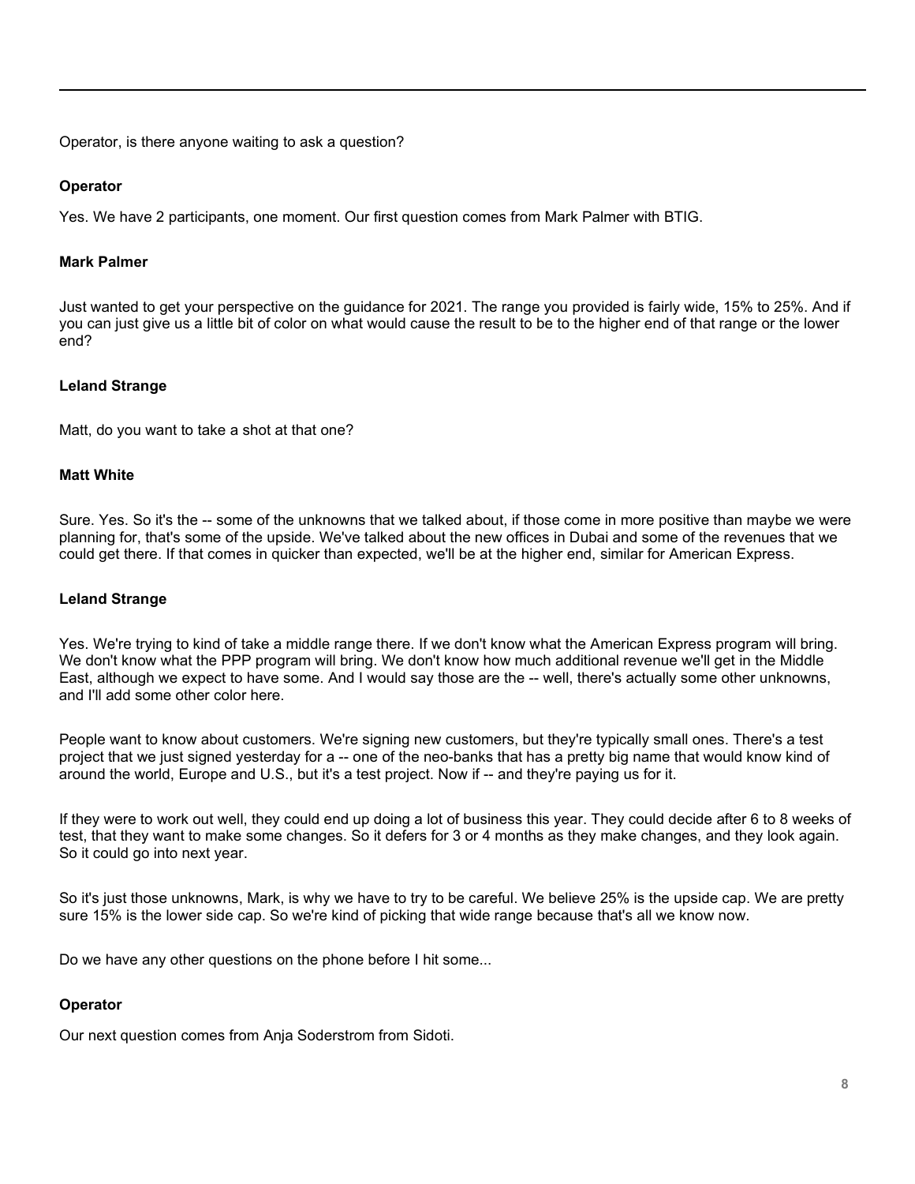Operator, is there anyone waiting to ask a question?

**Operator**

Yes. We have 2 participants, one moment. Our first question comes from Mark Palmer with BTIG.

**Mark Palmer**

Just wanted to get your perspective on the guidance for 2021. The range you provided is fairly wide, 15% to 25%. And if you can just give us a little bit of color on what would cause the result to be to the higher end of that range or the lower end?

**Leland Strange**

Matt, do you want to take a shot at that one?

**Matt White**

Sure. Yes. So it's the -- some of the unknowns that we talked about, if those come in more positive than maybe we were planning for, that's some of the upside. We've talked about the new offices in Dubai and some of the revenues that we could get there. If that comes in quicker than expected, we'll be at the higher end, similar for American Express.

**Leland Strange**

Yes. We're trying to kind of take a middle range there. If we don't know what the American Express program will bring. We don't know what the PPP program will bring. We don't know how much additional revenue we'll get in the Middle East, although we expect to have some. And I would say those are the -- well, there's actually some other unknowns, and I'll add some other color here.

People want to know about customers. We're signing new customers, but they're typically small ones. There's a test project that we just signed yesterday for a -- one of the neo-banks that has a pretty big name that would know kind of around the world, Europe and U.S., but it's a test project. Now if -- and they're paying us for it.

If they were to work out well, they could end up doing a lot of business this year. They could decide after 6 to 8 weeks of test, that they want to make some changes. So it defers for 3 or 4 months as they make changes, and they look again. So it could go into next year.

So it's just those unknowns, Mark, is why we have to try to be careful. We believe 25% is the upside cap. We are pretty sure 15% is the lower side cap. So we're kind of picking that wide range because that's all we know now.

Do we have any other questions on the phone before I hit some...

**Operator**

Our next question comes from Anja Soderstrom from Sidoti.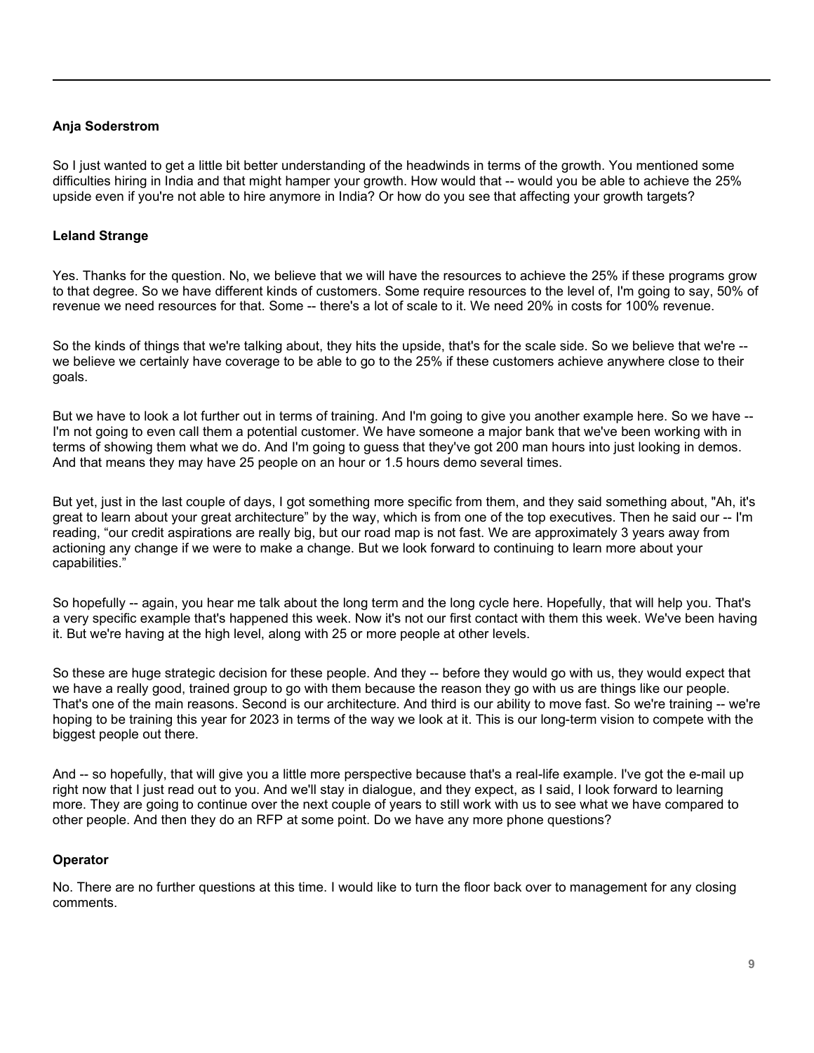**Anja Soderstrom**

So I just wanted to get a little bit better understanding of the headwinds in terms of the growth. You mentioned some difficulties hiring in India and that might hamper your growth. How would that -- would you be able to achieve the 25% upside even if you're not able to hire anymore in India? Or how do you see that affecting your growth targets?

**Leland Strange**

Yes. Thanks for the question. No, we believe that we will have the resources to achieve the 25% if these programs grow to that degree. So we have different kinds of customers. Some require resources to the level of, I'm going to say, 50% of revenue we need resources for that. Some -- there's a lot of scale to it. We need 20% in costs for 100% revenue.

So the kinds of things that we're talking about, they hits the upside, that's for the scale side. So we believe that we're -- we believe we certainly have coverage to be able to go to the 25% if these customers achieve anywhere close to their goals.

But we have to look a lot further out in terms of training. And I'm going to give you another example here. So we have -- I'm not going to even call them a potential customer. We have someone a major bank that we've been working with in terms of showing them what we do. And I'm going to guess that they've got 200 man hours into just looking in demos. And that means they may have 25 people on an hour or 1.5 hours demo several times.

But yet, just in the last couple of days, I got something more specific from them, and they said something about, "Ah, it's great to learn about your great architecture" by the way, which is from one of the top executives. Then he said our -- I'm reading, "our credit aspirations are really big, but our road map is not fast. We are approximately 3 years away from actioning any change if we were to make a change. But we look forward to continuing to learn more about your capabilities."

So hopefully -- again, you hear me talk about the long term and the long cycle here. Hopefully, that will help you. That's a very specific example that's happened this week. Now it's not our first contact with them this week. We've been having it. But we're having at the high level, along with 25 or more people at other levels.

So these are huge strategic decision for these people. And they -- before they would go with us, they would expect that we have a really good, trained group to go with them because the reason they go with us are things like our people. That's one of the main reasons. Second is our architecture. And third is our ability to move fast. So we're training -- we're hoping to be training this year for 2023 in terms of the way we look at it. This is our long-term vision to compete with the biggest people out there.

And -- so hopefully, that will give you a little more perspective because that's a real-life example. I've got the e-mail up right now that I just read out to you. And we'll stay in dialogue, and they expect, as I said, I look forward to learning more. They are going to continue over the next couple of years to still work with us to see what we have compared to other people. And then they do an RFP at some point. Do we have any more phone questions?

**Operator**

No. There are no further questions at this time. I would like to turn the floor back over to management for any closing comments.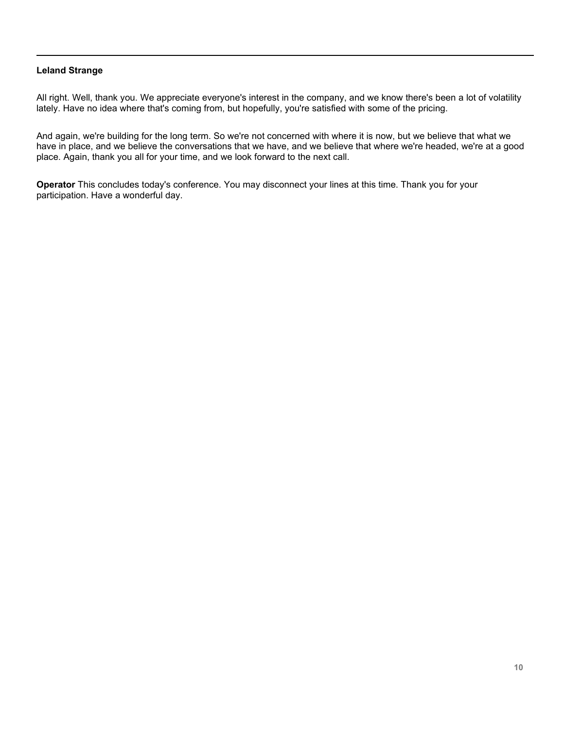**Leland Strange**

All right. Well, thank you. We appreciate everyone's interest in the company, and we know there's been a lot of volatility lately. Have no idea where that's coming from, but hopefully, you're satisfied with some of the pricing.

And again, we're building for the long term. So we're not concerned with where it is now, but we believe that what we have in place, and we believe the conversations that we have, and we believe that where we're headed, we're at a good place. Again, thank you all for your time, and we look forward to the next call.

**Operator** This concludes today's conference. You may disconnect your lines at this time. Thank you for your participation. Have a wonderful day.